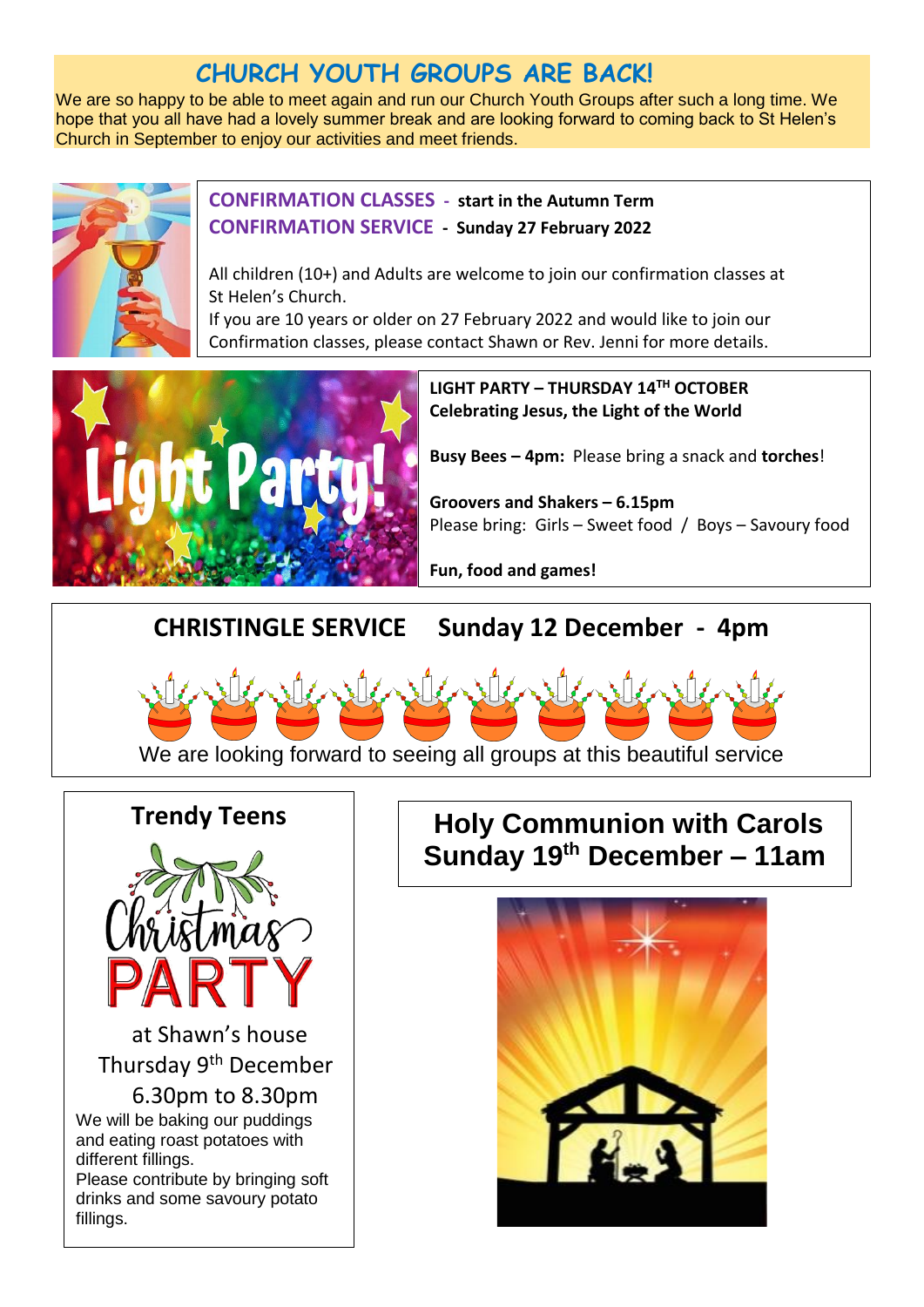# CHURCH YOUTH GROUPS ARE BACK!

We are so happy to be able to meet again and run our Church Youth Groups after such a long time. We hope that you all have had a lovely summer break and are looking forward to coming back to St Helen's Church in September to enjoy our activities and meet friends.

**CONFIRMATION CLASSES - start in the Autumn Term**
**CONFIRMATION SERVICE - Sunday 27 February 2022**

All children (10+) and Adults are welcome to join our confirmation classes at St Helen's Church.
If you are 10 years or older on 27 February 2022 and would like to join our Confirmation classes, please contact Shawn or Rev. Jenni for more details.

**LIGHT PARTY – THURSDAY 14TH OCTOBER**
**Celebrating Jesus, the Light of the World**

**Busy Bees – 4pm:** Please bring a snack and **torches**!

**Groovers and Shakers – 6.15pm**
Please bring: Girls – Sweet food / Boys – Savoury food

**Fun, food and games!**

## CHRISTINGLE SERVICE Sunday 12 December - 4pm

We are looking forward to seeing all groups at this beautiful service

## Trendy Teens

Christmas PARTY

at Shawn's house
Thursday 9th December
6.30pm to 8.30pm

We will be baking our puddings and eating roast potatoes with different fillings.
Please contribute by bringing soft drinks and some savoury potato fillings.

## Holy Communion with Carols Sunday 19th December – 11am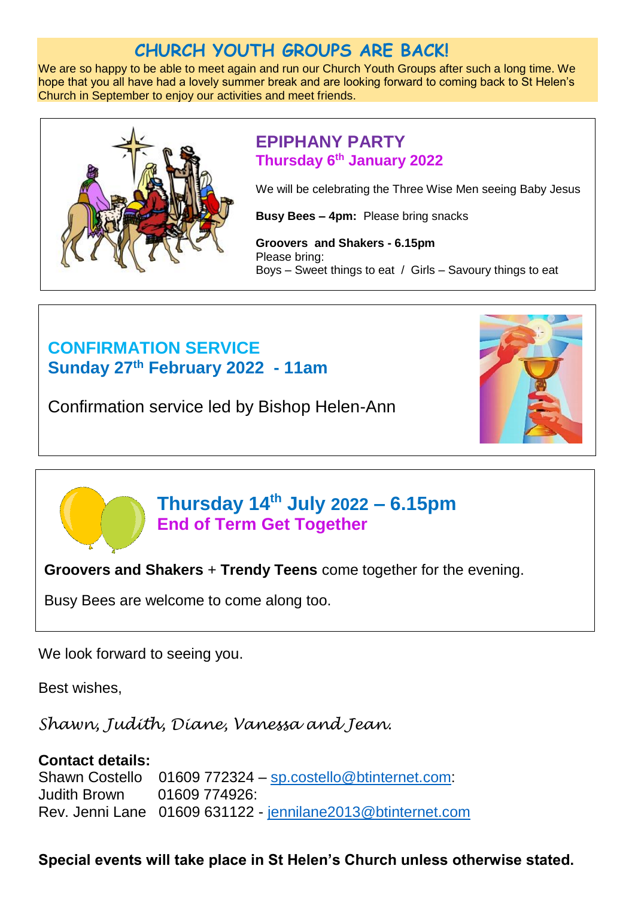# CHURCH YOUTH GROUPS ARE BACK!

We are so happy to be able to meet again and run our Church Youth Groups after such a long time. We hope that you all have had a lovely summer break and are looking forward to coming back to St Helen's Church in September to enjoy our activities and meet friends.

## EPIPHANY PARTY

### Thursday 6th January 2022

We will be celebrating the Three Wise Men seeing Baby Jesus

**Busy Bees – 4pm:** Please bring snacks

**Groovers and Shakers - 6.15pm**
Please bring:
Boys – Sweet things to eat / Girls – Savoury things to eat

## CONFIRMATION SERVICE

### Sunday 27th February 2022 - 11am

Confirmation service led by Bishop Helen-Ann

## Thursday 14th July 2022 – 6.15pm

### End of Term Get Together

**Groovers and Shakers** + **Trendy Teens** come together for the evening.

Busy Bees are welcome to come along too.

We look forward to seeing you.

Best wishes,

*Shawn, Judith, Diane, Vanessa and Jean.*

**Contact details:**
Shawn Costello 01609 772324 – sp.costello@btinternet.com:
Judith Brown 01609 774926:
Rev. Jenni Lane 01609 631122 - jennilane2013@btinternet.com

**Special events will take place in St Helen's Church unless otherwise stated.**